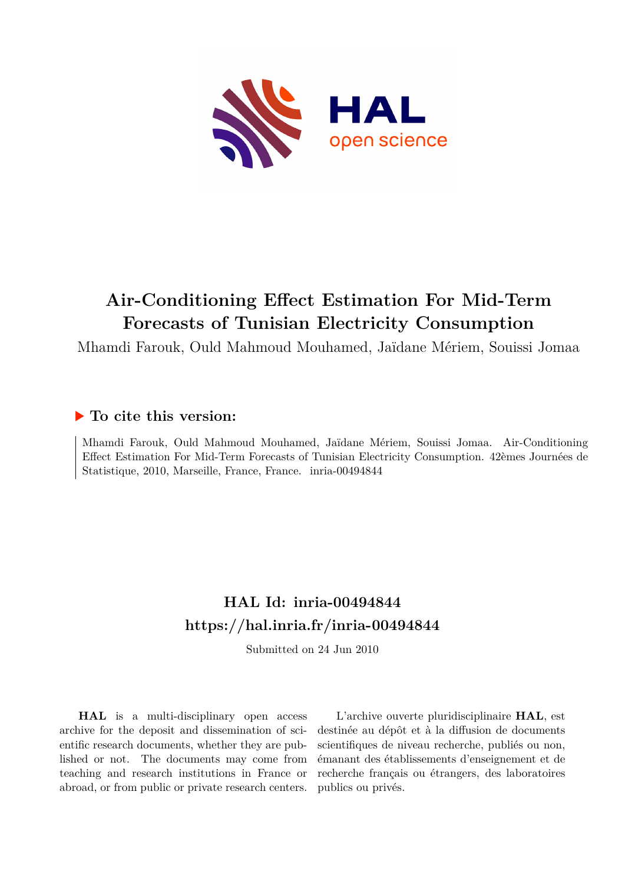# Air-Conditioning Effect Estimation For Mid-Term Forecasts of Tunisian Electricity Consumption

Mhamdi Farouk, Ould Mahmoud Mouhamed, Jaïdane Mériem, Souissi Jomaa

## ▶ To cite this version:

Mhamdi Farouk, Ould Mahmoud Mouhamed, Jaïdane Mériem, Souissi Jomaa. Air-Conditioning Effect Estimation For Mid-Term Forecasts of Tunisian Electricity Consumption. 42èmes Journées de Statistique, 2010, Marseille, France, France. inria-00494844

## HAL Id: inria-00494844

## https://hal.inria.fr/inria-00494844

Submitted on 24 Jun 2010

**HAL** is a multi-disciplinary open access archive for the deposit and dissemination of scientific research documents, whether they are published or not. The documents may come from teaching and research institutions in France or abroad, or from public or private research centers.

L'archive ouverte pluridisciplinaire **HAL**, est destinée au dépôt et à la diffusion de documents scientifiques de niveau recherche, publiés ou non, émanant des établissements d'enseignement et de recherche français ou étrangers, des laboratoires publics ou privés.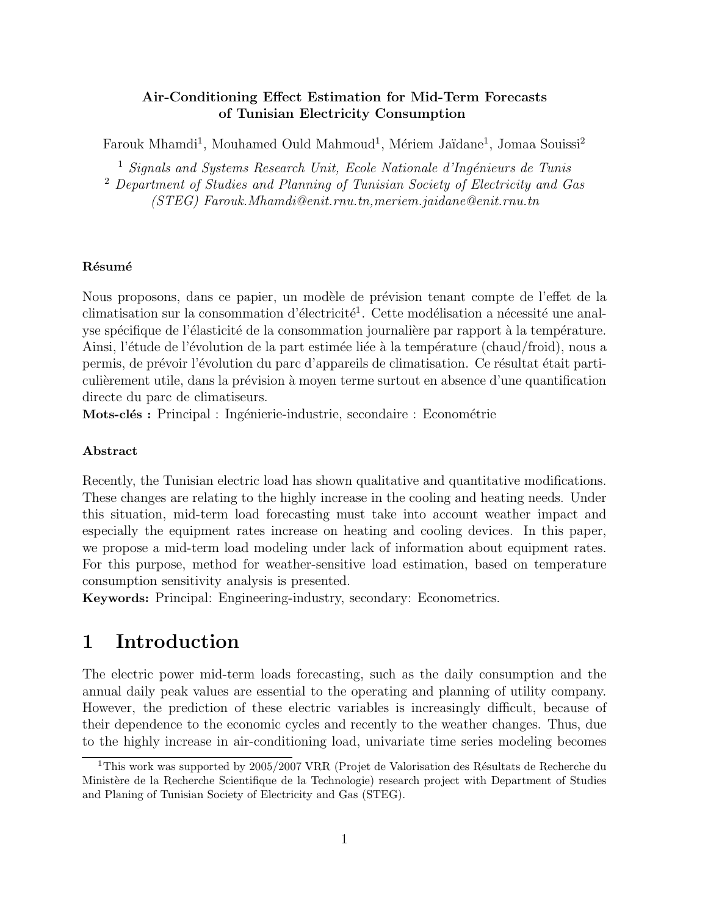# Air-Conditioning Effect Estimation for Mid-Term Forecasts of Tunisian Electricity Consumption

Farouk Mhamdi[1], Mouhamed Ould Mahmoud[1], Mériem Jaïdane[1], Jomaa Souissi[2]

[1] *Signals and Systems Research Unit, Ecole Nationale d'Ingénieurs de Tunis*
[2] *Department of Studies and Planning of Tunisian Society of Electricity and Gas (STEG) Farouk.Mhamdi@enit.rnu.tn,meriem.jaidane@enit.rnu.tn*

**Résumé**

Nous proposons, dans ce papier, un modèle de prévision tenant compte de l'effet de la climatisation sur la consommation d'électricité[1]. Cette modélisation a nécessité une analyse spécifique de l'élasticité de la consommation journalière par rapport à la température. Ainsi, l'étude de l'évolution de la part estimée liée à la température (chaud/froid), nous a permis, de prévoir l'évolution du parc d'appareils de climatisation. Ce résultat était particulièrement utile, dans la prévision à moyen terme surtout en absence d'une quantification directe du parc de climatiseurs.

**Mots-clés :** Principal : Ingénierie-industrie, secondaire : Econométrie

**Abstract**

Recently, the Tunisian electric load has shown qualitative and quantitative modifications. These changes are relating to the highly increase in the cooling and heating needs. Under this situation, mid-term load forecasting must take into account weather impact and especially the equipment rates increase on heating and cooling devices. In this paper, we propose a mid-term load modeling under lack of information about equipment rates. For this purpose, method for weather-sensitive load estimation, based on temperature consumption sensitivity analysis is presented.

**Keywords:** Principal: Engineering-industry, secondary: Econometrics.

# 1 Introduction

The electric power mid-term loads forecasting, such as the daily consumption and the annual daily peak values are essential to the operating and planning of utility company. However, the prediction of these electric variables is increasingly difficult, because of their dependence to the economic cycles and recently to the weather changes. Thus, due to the highly increase in air-conditioning load, univariate time series modeling becomes

[1] This work was supported by 2005/2007 VRR (Projet de Valorisation des Résultats de Recherche du Ministère de la Recherche Scientifique de la Technologie) research project with Department of Studies and Planing of Tunisian Society of Electricity and Gas (STEG).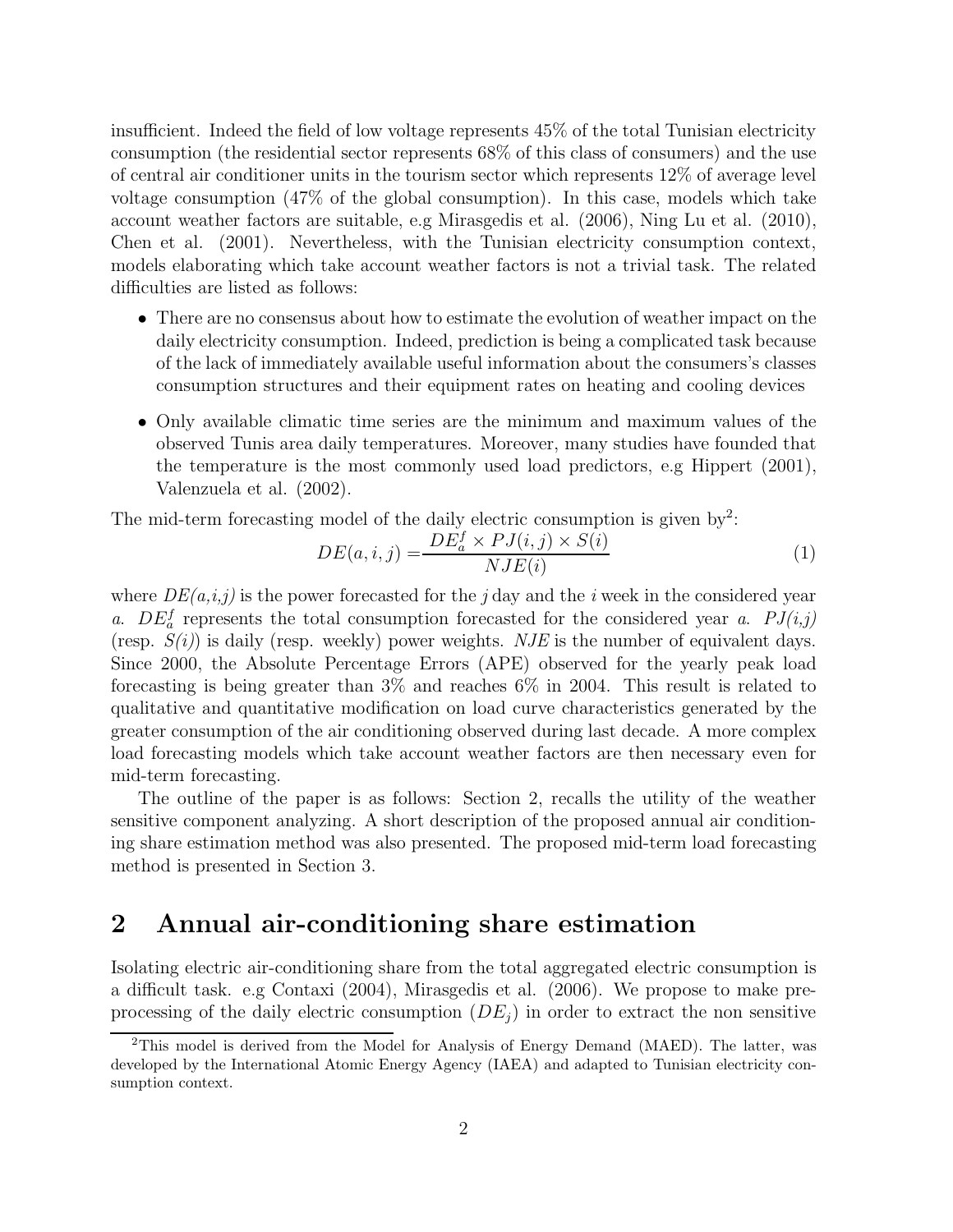insufficient. Indeed the field of low voltage represents 45% of the total Tunisian electricity consumption (the residential sector represents 68% of this class of consumers) and the use of central air conditioner units in the tourism sector which represents 12% of average level voltage consumption (47% of the global consumption). In this case, models which take account weather factors are suitable, e.g Mirasgedis et al. (2006), Ning Lu et al. (2010), Chen et al. (2001). Nevertheless, with the Tunisian electricity consumption context, models elaborating which take account weather factors is not a trivial task. The related difficulties are listed as follows:

- There are no consensus about how to estimate the evolution of weather impact on the daily electricity consumption. Indeed, prediction is being a complicated task because of the lack of immediately available useful information about the consumers's classes consumption structures and their equipment rates on heating and cooling devices
- Only available climatic time series are the minimum and maximum values of the observed Tunis area daily temperatures. Moreover, many studies have founded that the temperature is the most commonly used load predictors, e.g Hippert (2001), Valenzuela et al. (2002).

The mid-term forecasting model of the daily electric consumption is given by[2]:

$$DE(a,i,j) = \frac{DE_a^f \times PJ(i,j) \times S(i)}{NJE(i)} \tag{1}$$

where *DE(a,i,j)* is the power forecasted for the *j* day and the *i* week in the considered year *a*. $DE_a^f$ represents the total consumption forecasted for the considered year *a*. *PJ(i,j)* (resp. *S(i)*) is daily (resp. weekly) power weights. *NJE* is the number of equivalent days. Since 2000, the Absolute Percentage Errors (APE) observed for the yearly peak load forecasting is being greater than 3% and reaches 6% in 2004. This result is related to qualitative and quantitative modification on load curve characteristics generated by the greater consumption of the air conditioning observed during last decade. A more complex load forecasting models which take account weather factors are then necessary even for mid-term forecasting.

The outline of the paper is as follows: Section 2, recalls the utility of the weather sensitive component analyzing. A short description of the proposed annual air conditioning share estimation method was also presented. The proposed mid-term load forecasting method is presented in Section 3.

## 2 Annual air-conditioning share estimation

Isolating electric air-conditioning share from the total aggregated electric consumption is a difficult task. e.g Contaxi (2004), Mirasgedis et al. (2006). We propose to make preprocessing of the daily electric consumption ($DE_j$) in order to extract the non sensitive

[2] This model is derived from the Model for Analysis of Energy Demand (MAED). The latter, was developed by the International Atomic Energy Agency (IAEA) and adapted to Tunisian electricity consumption context.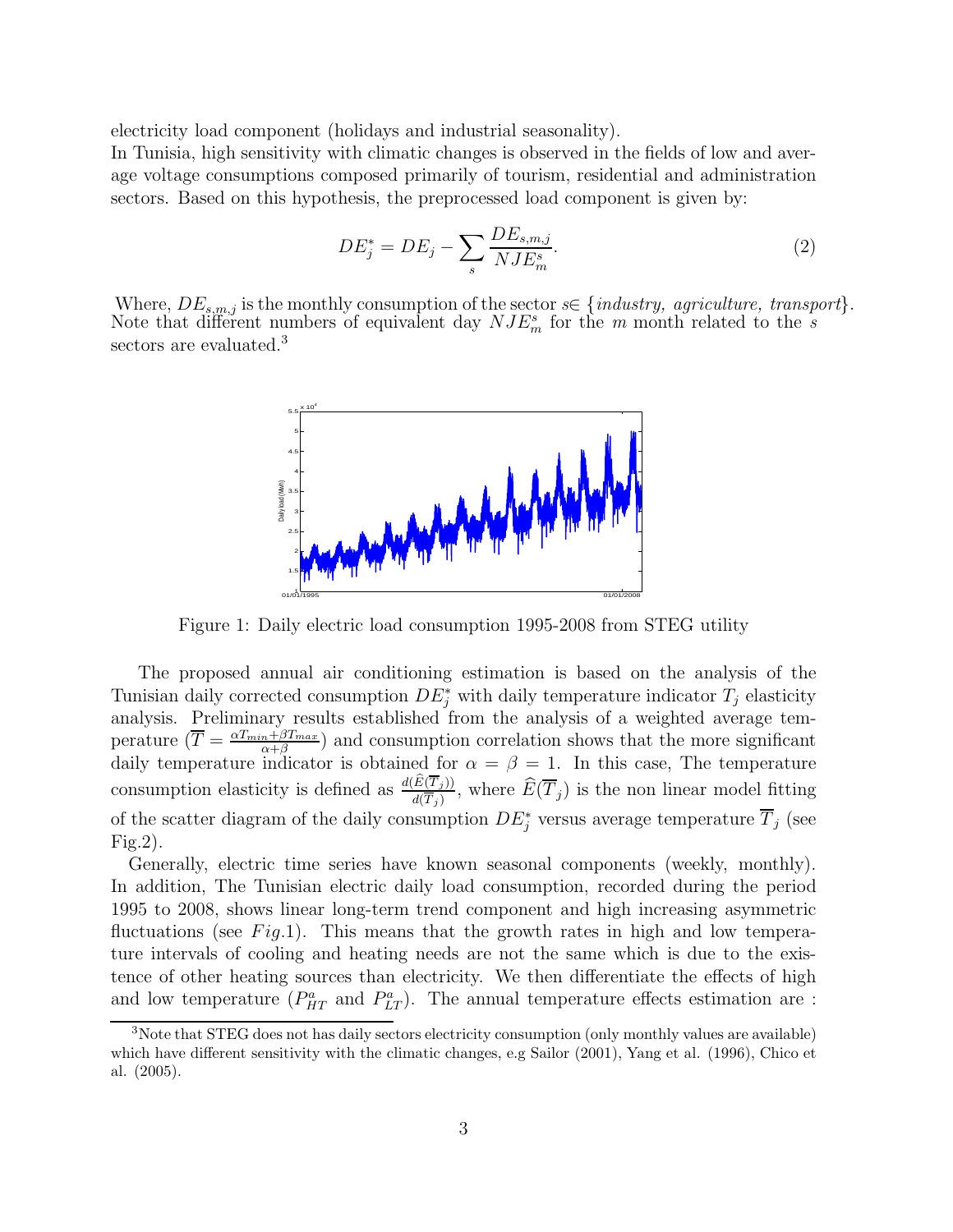electricity load component (holidays and industrial seasonality).
In Tunisia, high sensitivity with climatic changes is observed in the fields of low and average voltage consumptions composed primarily of tourism, residential and administration sectors. Based on this hypothesis, the preprocessed load component is given by:

$$DE_j^* = DE_j - \sum_s \frac{DE_{s,m,j}}{NJE_m^s}. \tag{2}$$

Where, $DE_{s,m,j}$ is the monthly consumption of the sector $s \in$ {*industry, agriculture, transport*}. Note that different numbers of equivalent day $NJE_m^s$ for the $m$ month related to the $s$ sectors are evaluated.[3]

Figure 1: Daily electric load consumption 1995-2008 from STEG utility

The proposed annual air conditioning estimation is based on the analysis of the Tunisian daily corrected consumption $DE_j^*$ with daily temperature indicator $T_j$ elasticity analysis. Preliminary results established from the analysis of a weighted average temperature ($\overline{T} = \frac{\alpha T_{min} + \beta T_{max}}{\alpha + \beta}$) and consumption correlation shows that the more significant daily temperature indicator is obtained for $\alpha = \beta = 1$. In this case, The temperature consumption elasticity is defined as $\frac{d(\widehat{E}(\overline{T}_j))}{d(\overline{T}_j)}$, where $\widehat{E}(\overline{T}_j)$ is the non linear model fitting of the scatter diagram of the daily consumption $DE_j^*$ versus average temperature $\overline{T}_j$ (see Fig.2).

Generally, electric time series have known seasonal components (weekly, monthly). In addition, The Tunisian electric daily load consumption, recorded during the period 1995 to 2008, shows linear long-term trend component and high increasing asymmetric fluctuations (see *Fig*.1). This means that the growth rates in high and low temperature intervals of cooling and heating needs are not the same which is due to the existence of other heating sources than electricity. We then differentiate the effects of high and low temperature ($P_{HT}^a$ and $P_{LT}^a$). The annual temperature effects estimation are :

[3] Note that STEG does not has daily sectors electricity consumption (only monthly values are available) which have different sensitivity with the climatic changes, e.g Sailor (2001), Yang et al. (1996), Chico et al. (2005).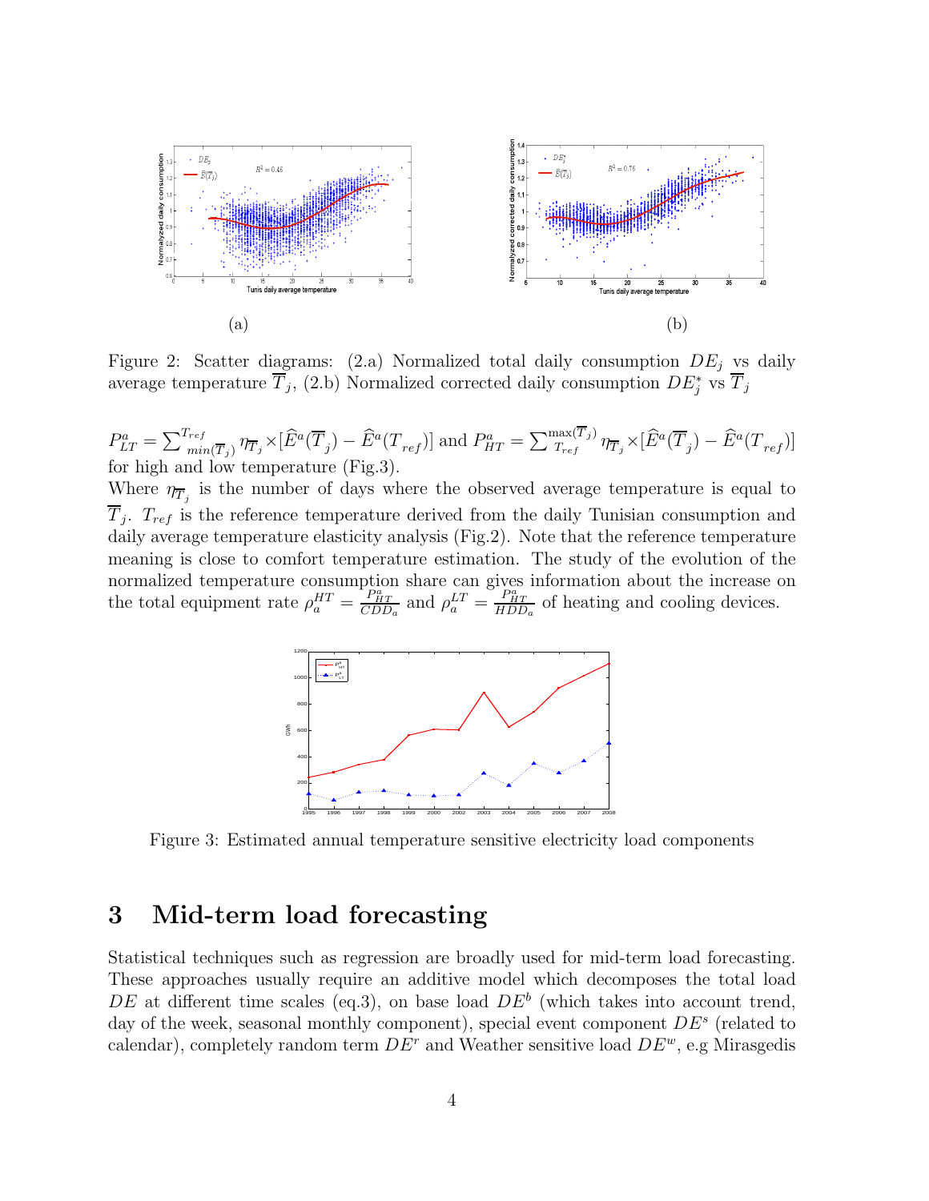Figure 2: Scatter diagrams: (2.a) Normalized total daily consumption $DE_j$ vs daily average temperature $\overline{T}_j$, (2.b) Normalized corrected daily consumption $DE^*_j$ vs $\overline{T}_j$

$P^a_{LT} = \sum_{min(\overline{T}_j)}^{T_{ref}} \eta_{\overline{T}_j} \times [\widehat{E}^a(\overline{T}_j) - \widehat{E}^a(T_{ref})]$ and $P^a_{HT} = \sum_{T_{ref}}^{\max(\overline{T}_j)} \eta_{\overline{T}_j} \times [\widehat{E}^a(\overline{T}_j) - \widehat{E}^a(T_{ref})]$ for high and low temperature (Fig.3).

Where $\eta_{\overline{T}_j}$ is the number of days where the observed average temperature is equal to $\overline{T}_j$. $T_{ref}$ is the reference temperature derived from the daily Tunisian consumption and daily average temperature elasticity analysis (Fig.2). Note that the reference temperature meaning is close to comfort temperature estimation. The study of the evolution of the normalized temperature consumption share can gives information about the increase on the total equipment rate $\rho^{HT}_a = \frac{P^a_{HT}}{CDD_a}$ and $\rho^{LT}_a = \frac{P^a_{HT}}{HDD_a}$ of heating and cooling devices.

Figure 3: Estimated annual temperature sensitive electricity load components

# 3 Mid-term load forecasting

Statistical techniques such as regression are broadly used for mid-term load forecasting. These approaches usually require an additive model which decomposes the total load $DE$ at different time scales (eq.3), on base load $DE^b$ (which takes into account trend, day of the week, seasonal monthly component), special event component $DE^s$ (related to calendar), completely random term $DE^r$ and Weather sensitive load $DE^w$, e.g Mirasgedis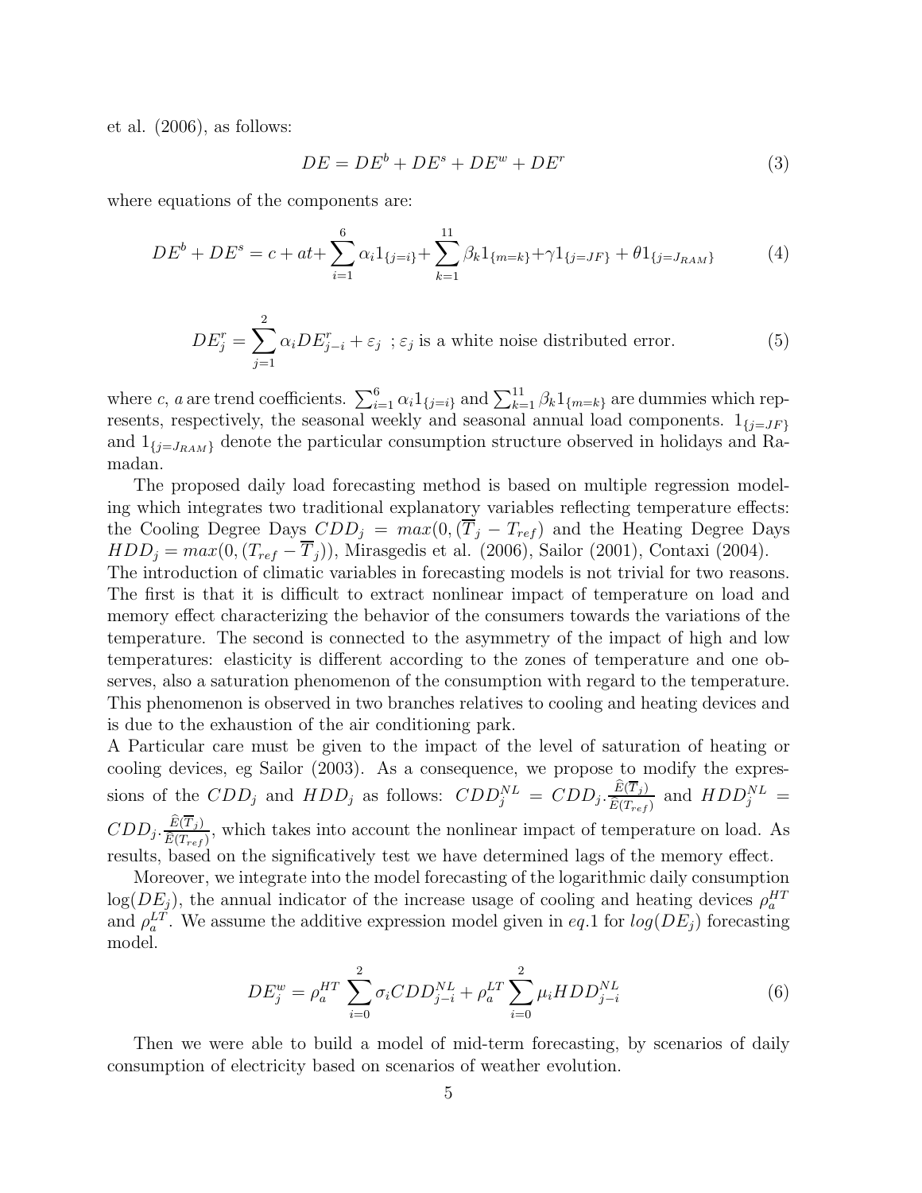et al. (2006), as follows:

$$DE = DE^b + DE^s + DE^w + DE^r \tag{3}$$

where equations of the components are:

$$DE^b + DE^s = c + at + \sum_{i=1}^{6} \alpha_i 1_{\{j=i\}} + \sum_{k=1}^{11} \beta_k 1_{\{m=k\}} + \gamma 1_{\{j=JF\}} + \theta 1_{\{j=J_{RAM}\}} \tag{4}$$

$$DE_j^r = \sum_{j=1}^{2} \alpha_i DE_{j-i}^r + \varepsilon_j \;\; ; \varepsilon_j \text{ is a white noise distributed error.} \tag{5}$$

where $c$, $a$ are trend coefficients. $\sum_{i=1}^{6} \alpha_i 1_{\{j=i\}}$ and $\sum_{k=1}^{11} \beta_k 1_{\{m=k\}}$ are dummies which represents, respectively, the seasonal weekly and seasonal annual load components. $1_{\{j=JF\}}$ and $1_{\{j=J_{RAM}\}}$ denote the particular consumption structure observed in holidays and Ramadan.

The proposed daily load forecasting method is based on multiple regression modeling which integrates two traditional explanatory variables reflecting temperature effects: the Cooling Degree Days $CDD_j = max(0, (\overline{T}_j - T_{ref})$ and the Heating Degree Days $HDD_j = max(0, (T_{ref} - \overline{T}_j))$, Mirasgedis et al. (2006), Sailor (2001), Contaxi (2004).
The introduction of climatic variables in forecasting models is not trivial for two reasons. The first is that it is difficult to extract nonlinear impact of temperature on load and memory effect characterizing the behavior of the consumers towards the variations of the temperature. The second is connected to the asymmetry of the impact of high and low temperatures: elasticity is different according to the zones of temperature and one observes, also a saturation phenomenon of the consumption with regard to the temperature. This phenomenon is observed in two branches relatives to cooling and heating devices and is due to the exhaustion of the air conditioning park.
A Particular care must be given to the impact of the level of saturation of heating or cooling devices, eg Sailor (2003). As a consequence, we propose to modify the expressions of the $CDD_j$ and $HDD_j$ as follows: $CDD_j^{NL} = CDD_j.\frac{\widehat{E}(\overline{T}_j)}{\widehat{E}(T_{ref})}$ and $HDD_j^{NL} = CDD_j.\frac{\widehat{E}(\overline{T}_j)}{\widehat{E}(T_{ref})}$, which takes into account the nonlinear impact of temperature on load. As results, based on the significatively test we have determined lags of the memory effect.

Moreover, we integrate into the model forecasting of the logarithmic daily consumption $\log(DE_j)$, the annual indicator of the increase usage of cooling and heating devices $\rho_a^{HT}$ and $\rho_a^{LT}$. We assume the additive expression model given in $eq.1$ for $log(DE_j)$ forecasting model.

$$DE_j^w = \rho_a^{HT} \sum_{i=0}^{2} \sigma_i CDD_{j-i}^{NL} + \rho_a^{LT} \sum_{i=0}^{2} \mu_i HDD_{j-i}^{NL} \tag{6}$$

Then we were able to build a model of mid-term forecasting, by scenarios of daily consumption of electricity based on scenarios of weather evolution.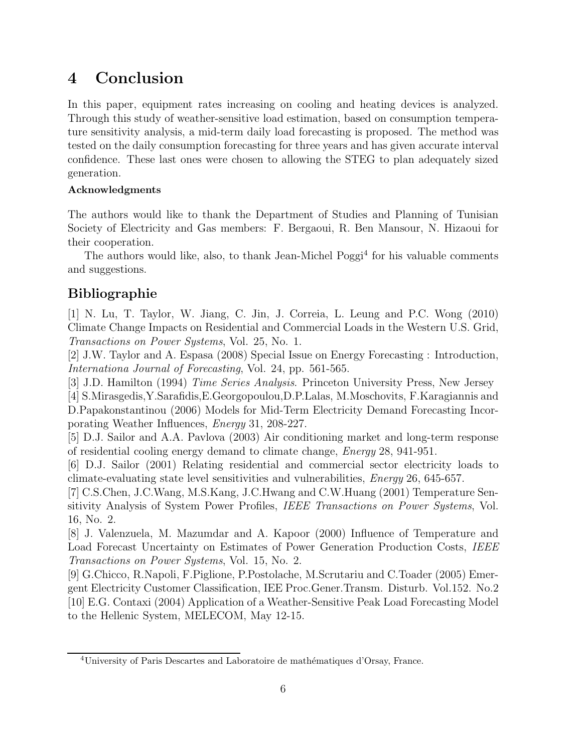# 4 Conclusion

In this paper, equipment rates increasing on cooling and heating devices is analyzed. Through this study of weather-sensitive load estimation, based on consumption temperature sensitivity analysis, a mid-term daily load forecasting is proposed. The method was tested on the daily consumption forecasting for three years and has given accurate interval confidence. These last ones were chosen to allowing the STEG to plan adequately sized generation.

**Acknowledgments**

The authors would like to thank the Department of Studies and Planning of Tunisian Society of Electricity and Gas members: F. Bergaoui, R. Ben Mansour, N. Hizaoui for their cooperation.

The authors would like, also, to thank Jean-Michel Poggi[4] for his valuable comments and suggestions.

## Bibliographie

[1] N. Lu, T. Taylor, W. Jiang, C. Jin, J. Correia, L. Leung and P.C. Wong (2010) Climate Change Impacts on Residential and Commercial Loads in the Western U.S. Grid, *Transactions on Power Systems*, Vol. 25, No. 1.

[2] J.W. Taylor and A. Espasa (2008) Special Issue on Energy Forecasting : Introduction, *Internationa Journal of Forecasting*, Vol. 24, pp. 561-565.

[3] J.D. Hamilton (1994) *Time Series Analysis*. Princeton University Press, New Jersey

[4] S.Mirasgedis,Y.Sarafidis,E.Georgopoulou,D.P.Lalas, M.Moschovits, F.Karagiannis and D.Papakonstantinou (2006) Models for Mid-Term Electricity Demand Forecasting Incorporating Weather Influences, *Energy* 31, 208-227.

[5] D.J. Sailor and A.A. Pavlova (2003) Air conditioning market and long-term response of residential cooling energy demand to climate change, *Energy* 28, 941-951.

[6] D.J. Sailor (2001) Relating residential and commercial sector electricity loads to climate-evaluating state level sensitivities and vulnerabilities, *Energy* 26, 645-657.

[7] C.S.Chen, J.C.Wang, M.S.Kang, J.C.Hwang and C.W.Huang (2001) Temperature Sensitivity Analysis of System Power Profiles, *IEEE Transactions on Power Systems*, Vol. 16, No. 2.

[8] J. Valenzuela, M. Mazumdar and A. Kapoor (2000) Influence of Temperature and Load Forecast Uncertainty on Estimates of Power Generation Production Costs, *IEEE Transactions on Power Systems*, Vol. 15, No. 2.

[9] G.Chicco, R.Napoli, F.Piglione, P.Postolache, M.Scrutariu and C.Toader (2005) Emergent Electricity Customer Classification, IEE Proc.Gener.Transm. Disturb. Vol.152. No.2

[10] E.G. Contaxi (2004) Application of a Weather-Sensitive Peak Load Forecasting Model to the Hellenic System, MELECOM, May 12-15.

[4] University of Paris Descartes and Laboratoire de mathématiques d'Orsay, France.